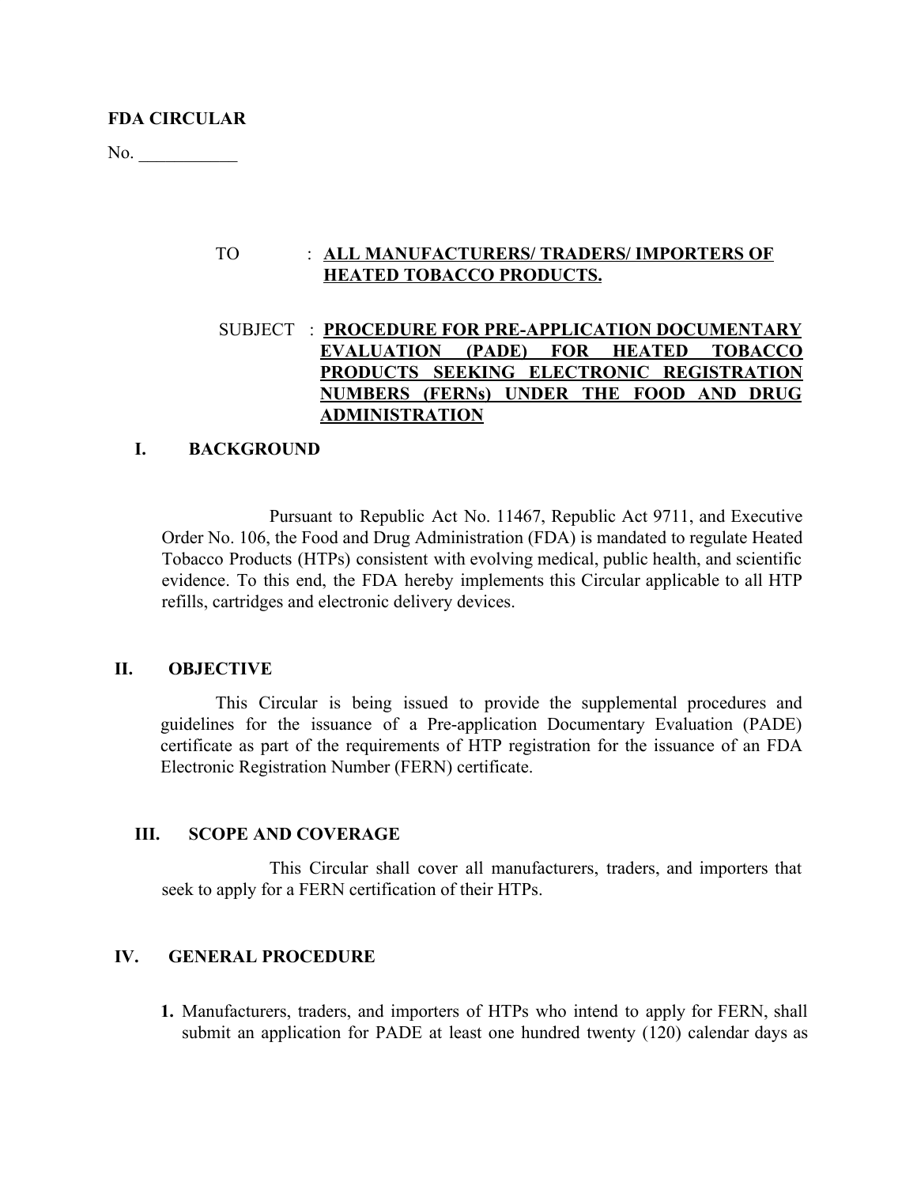**FDA CIRCULAR**

No. ___________

TO : **ALL MANUFACTURERS/ TRADERS/ IMPORTERS OF HEATED TOBACCO PRODUCTS.**

SUBJECT : **PROCEDURE FOR PRE-APPLICATION DOCUMENTARY EVALUATION (PADE) FOR HEATED TOBACCO PRODUCTS SEEKING ELECTRONIC REGISTRATION NUMBERS (FERNs) UNDER THE FOOD AND DRUG ADMINISTRATION**

## I. BACKGROUND

Pursuant to Republic Act No. 11467, Republic Act 9711, and Executive Order No. 106, the Food and Drug Administration (FDA) is mandated to regulate Heated Tobacco Products (HTPs) consistent with evolving medical, public health, and scientific evidence. To this end, the FDA hereby implements this Circular applicable to all HTP refills, cartridges and electronic delivery devices.

## II. OBJECTIVE

This Circular is being issued to provide the supplemental procedures and guidelines for the issuance of a Pre-application Documentary Evaluation (PADE) certificate as part of the requirements of HTP registration for the issuance of an FDA Electronic Registration Number (FERN) certificate.

## III. SCOPE AND COVERAGE

This Circular shall cover all manufacturers, traders, and importers that seek to apply for a FERN certification of their HTPs.

## IV. GENERAL PROCEDURE

1. Manufacturers, traders, and importers of HTPs who intend to apply for FERN, shall submit an application for PADE at least one hundred twenty (120) calendar days as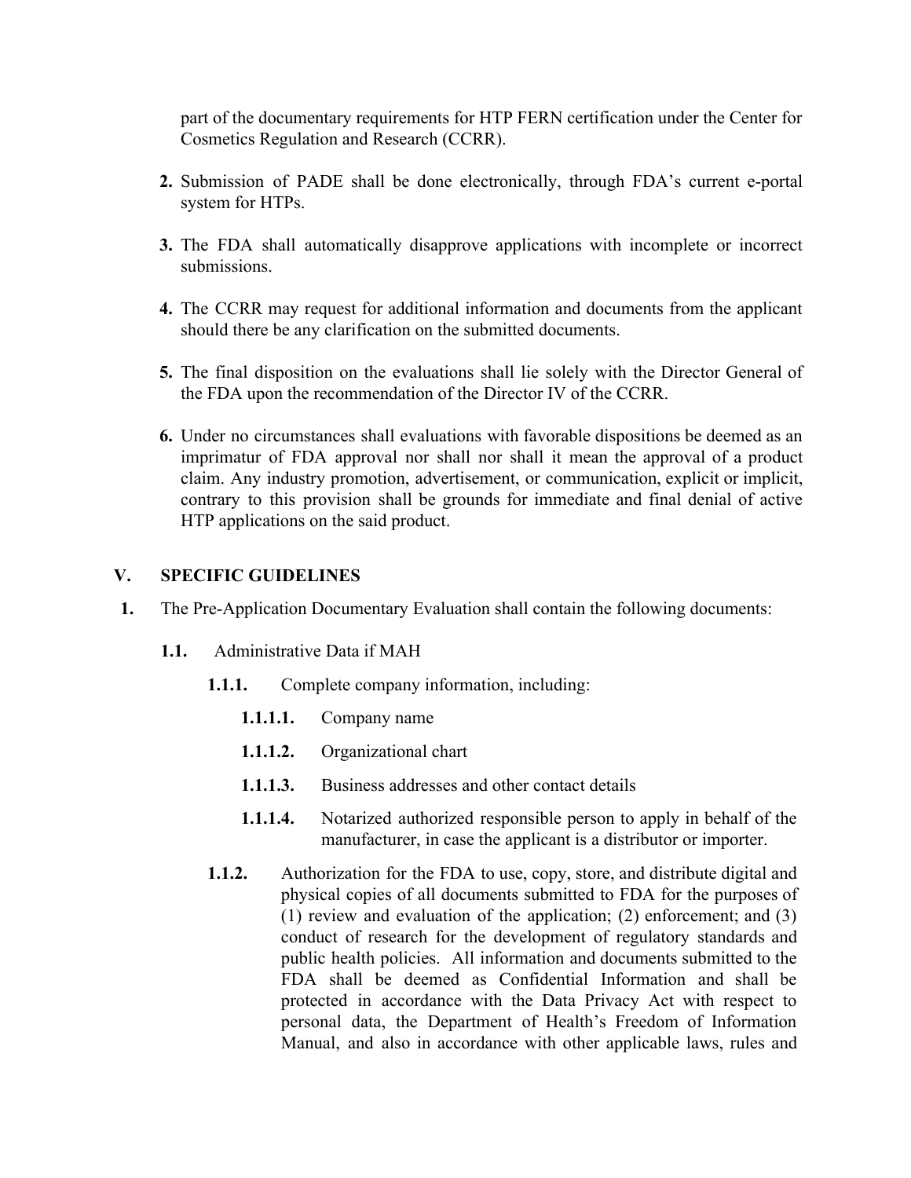part of the documentary requirements for HTP FERN certification under the Center for Cosmetics Regulation and Research (CCRR).

**2.** Submission of PADE shall be done electronically, through FDA's current e-portal system for HTPs.

**3.** The FDA shall automatically disapprove applications with incomplete or incorrect submissions.

**4.** The CCRR may request for additional information and documents from the applicant should there be any clarification on the submitted documents.

**5.** The final disposition on the evaluations shall lie solely with the Director General of the FDA upon the recommendation of the Director IV of the CCRR.

**6.** Under no circumstances shall evaluations with favorable dispositions be deemed as an imprimatur of FDA approval nor shall nor shall it mean the approval of a product claim. Any industry promotion, advertisement, or communication, explicit or implicit, contrary to this provision shall be grounds for immediate and final denial of active HTP applications on the said product.

## V. SPECIFIC GUIDELINES

**1.** The Pre-Application Documentary Evaluation shall contain the following documents:

**1.1.** Administrative Data if MAH

**1.1.1.** Complete company information, including:

**1.1.1.1.** Company name

**1.1.1.2.** Organizational chart

**1.1.1.3.** Business addresses and other contact details

**1.1.1.4.** Notarized authorized responsible person to apply in behalf of the manufacturer, in case the applicant is a distributor or importer.

**1.1.2.** Authorization for the FDA to use, copy, store, and distribute digital and physical copies of all documents submitted to FDA for the purposes of (1) review and evaluation of the application; (2) enforcement; and (3) conduct of research for the development of regulatory standards and public health policies. All information and documents submitted to the FDA shall be deemed as Confidential Information and shall be protected in accordance with the Data Privacy Act with respect to personal data, the Department of Health's Freedom of Information Manual, and also in accordance with other applicable laws, rules and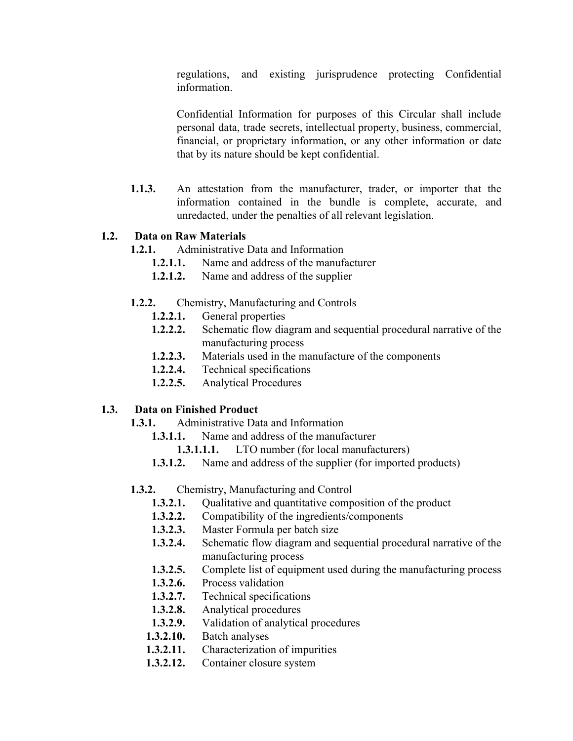regulations, and existing jurisprudence protecting Confidential information.

Confidential Information for purposes of this Circular shall include personal data, trade secrets, intellectual property, business, commercial, financial, or proprietary information, or any other information or date that by its nature should be kept confidential.

**1.1.3.** An attestation from the manufacturer, trader, or importer that the information contained in the bundle is complete, accurate, and unredacted, under the penalties of all relevant legislation.

**1.2. Data on Raw Materials**

- **1.2.1.** Administrative Data and Information
  - **1.2.1.1.** Name and address of the manufacturer
  - **1.2.1.2.** Name and address of the supplier
- **1.2.2.** Chemistry, Manufacturing and Controls
  - **1.2.2.1.** General properties
  - **1.2.2.2.** Schematic flow diagram and sequential procedural narrative of the manufacturing process
  - **1.2.2.3.** Materials used in the manufacture of the components
  - **1.2.2.4.** Technical specifications
  - **1.2.2.5.** Analytical Procedures

**1.3. Data on Finished Product**

- **1.3.1.** Administrative Data and Information
  - **1.3.1.1.** Name and address of the manufacturer
    - **1.3.1.1.1.** LTO number (for local manufacturers)
  - **1.3.1.2.** Name and address of the supplier (for imported products)
- **1.3.2.** Chemistry, Manufacturing and Control
  - **1.3.2.1.** Qualitative and quantitative composition of the product
  - **1.3.2.2.** Compatibility of the ingredients/components
  - **1.3.2.3.** Master Formula per batch size
  - **1.3.2.4.** Schematic flow diagram and sequential procedural narrative of the manufacturing process
  - **1.3.2.5.** Complete list of equipment used during the manufacturing process
  - **1.3.2.6.** Process validation
  - **1.3.2.7.** Technical specifications
  - **1.3.2.8.** Analytical procedures
  - **1.3.2.9.** Validation of analytical procedures
  - **1.3.2.10.** Batch analyses
  - **1.3.2.11.** Characterization of impurities
  - **1.3.2.12.** Container closure system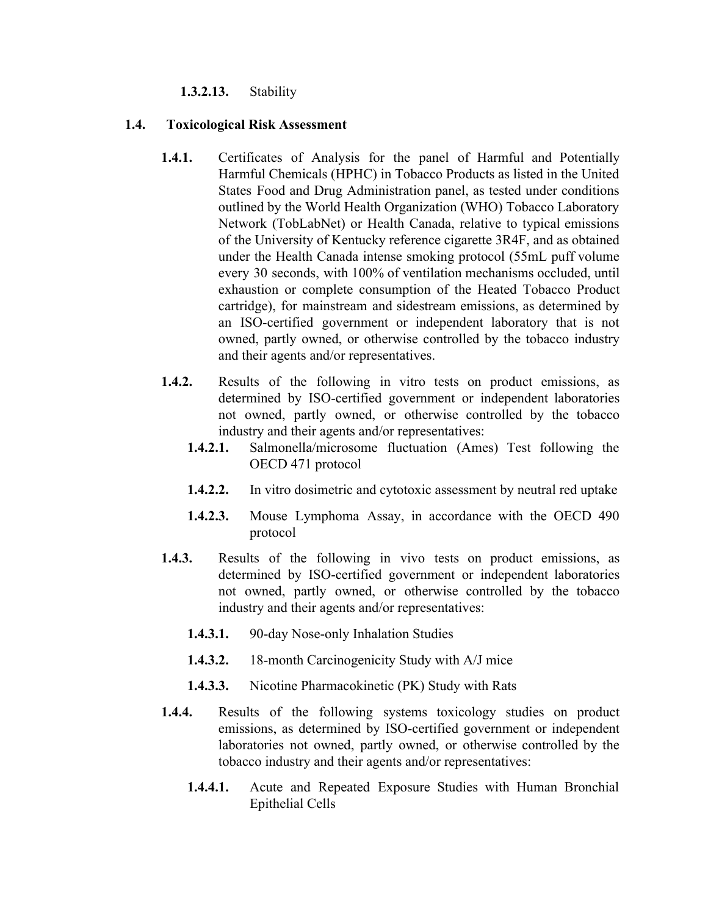**1.3.2.13.** Stability

**1.4. Toxicological Risk Assessment**

**1.4.1.** Certificates of Analysis for the panel of Harmful and Potentially Harmful Chemicals (HPHC) in Tobacco Products as listed in the United States Food and Drug Administration panel, as tested under conditions outlined by the World Health Organization (WHO) Tobacco Laboratory Network (TobLabNet) or Health Canada, relative to typical emissions of the University of Kentucky reference cigarette 3R4F, and as obtained under the Health Canada intense smoking protocol (55mL puff volume every 30 seconds, with 100% of ventilation mechanisms occluded, until exhaustion or complete consumption of the Heated Tobacco Product cartridge), for mainstream and sidestream emissions, as determined by an ISO-certified government or independent laboratory that is not owned, partly owned, or otherwise controlled by the tobacco industry and their agents and/or representatives.

**1.4.2.** Results of the following in vitro tests on product emissions, as determined by ISO-certified government or independent laboratories not owned, partly owned, or otherwise controlled by the tobacco industry and their agents and/or representatives:

**1.4.2.1.** Salmonella/microsome fluctuation (Ames) Test following the OECD 471 protocol

**1.4.2.2.** In vitro dosimetric and cytotoxic assessment by neutral red uptake

**1.4.2.3.** Mouse Lymphoma Assay, in accordance with the OECD 490 protocol

**1.4.3.** Results of the following in vivo tests on product emissions, as determined by ISO-certified government or independent laboratories not owned, partly owned, or otherwise controlled by the tobacco industry and their agents and/or representatives:

**1.4.3.1.** 90-day Nose-only Inhalation Studies

**1.4.3.2.** 18-month Carcinogenicity Study with A/J mice

**1.4.3.3.** Nicotine Pharmacokinetic (PK) Study with Rats

**1.4.4.** Results of the following systems toxicology studies on product emissions, as determined by ISO-certified government or independent laboratories not owned, partly owned, or otherwise controlled by the tobacco industry and their agents and/or representatives:

**1.4.4.1.** Acute and Repeated Exposure Studies with Human Bronchial Epithelial Cells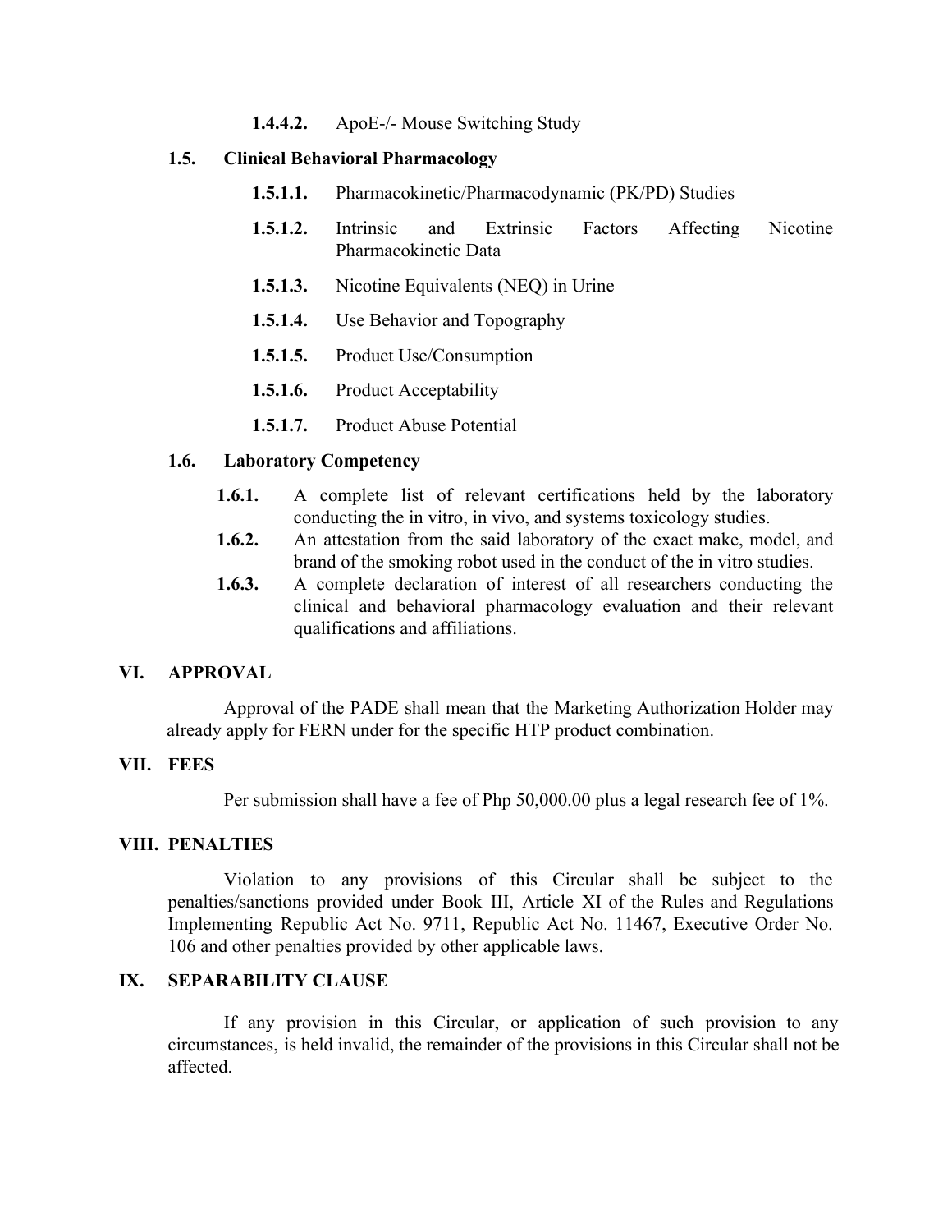**1.4.4.2.** ApoE-/- Mouse Switching Study

**1.5. Clinical Behavioral Pharmacology**

**1.5.1.1.** Pharmacokinetic/Pharmacodynamic (PK/PD) Studies

**1.5.1.2.** Intrinsic and Extrinsic Factors Affecting Nicotine Pharmacokinetic Data

**1.5.1.3.** Nicotine Equivalents (NEQ) in Urine

**1.5.1.4.** Use Behavior and Topography

**1.5.1.5.** Product Use/Consumption

**1.5.1.6.** Product Acceptability

**1.5.1.7.** Product Abuse Potential

**1.6. Laboratory Competency**

**1.6.1.** A complete list of relevant certifications held by the laboratory conducting the in vitro, in vivo, and systems toxicology studies.

**1.6.2.** An attestation from the said laboratory of the exact make, model, and brand of the smoking robot used in the conduct of the in vitro studies.

**1.6.3.** A complete declaration of interest of all researchers conducting the clinical and behavioral pharmacology evaluation and their relevant qualifications and affiliations.

## VI. APPROVAL

Approval of the PADE shall mean that the Marketing Authorization Holder may already apply for FERN under for the specific HTP product combination.

## VII. FEES

Per submission shall have a fee of Php 50,000.00 plus a legal research fee of 1%.

## VIII. PENALTIES

Violation to any provisions of this Circular shall be subject to the penalties/sanctions provided under Book III, Article XI of the Rules and Regulations Implementing Republic Act No. 9711, Republic Act No. 11467, Executive Order No. 106 and other penalties provided by other applicable laws.

## IX. SEPARABILITY CLAUSE

If any provision in this Circular, or application of such provision to any circumstances, is held invalid, the remainder of the provisions in this Circular shall not be affected.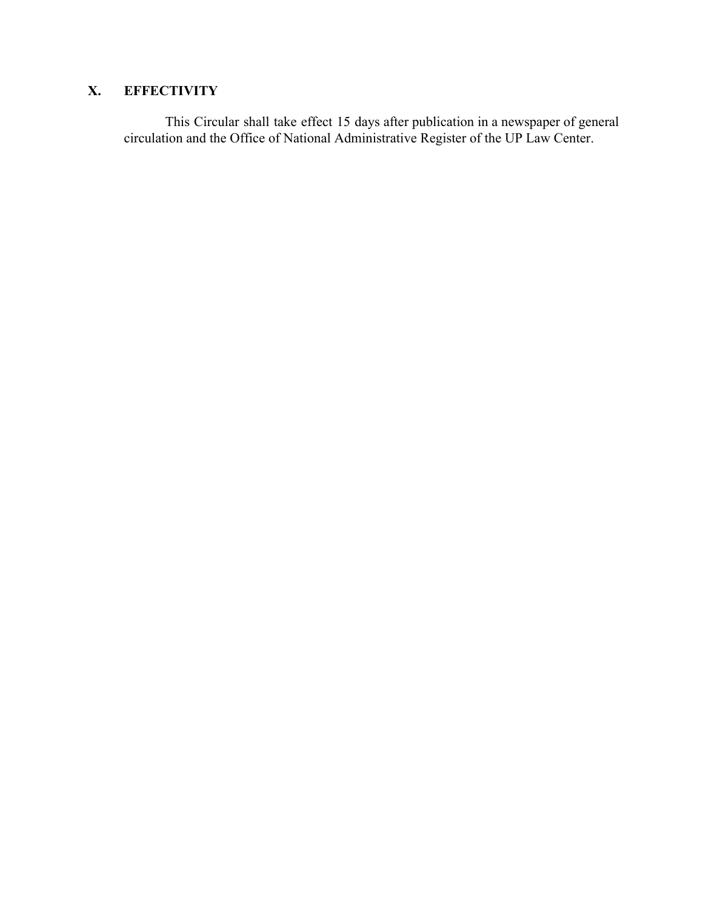## X. EFFECTIVITY

This Circular shall take effect 15 days after publication in a newspaper of general circulation and the Office of National Administrative Register of the UP Law Center.